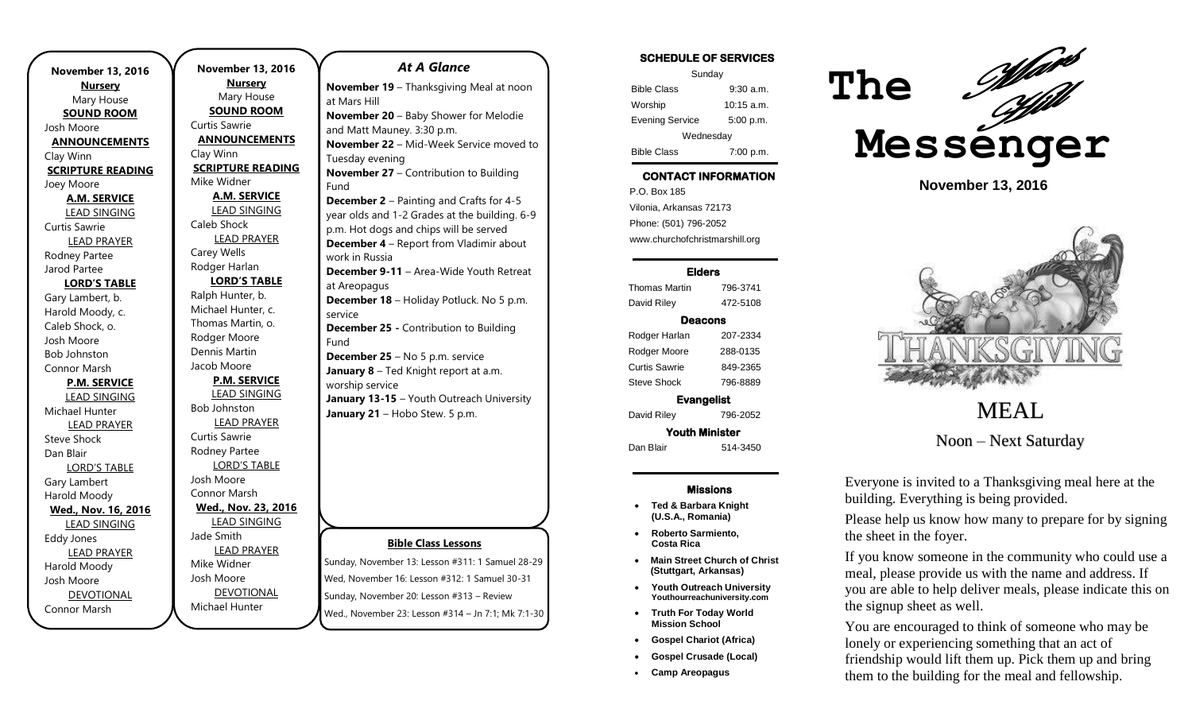**November 13, 2016**

**Nursery**
Mary House

**SOUND ROOM**
Josh Moore

**ANNOUNCEMENTS**
Clay Winn

**SCRIPTURE READING**
Joey Moore

**A.M. SERVICE**

LEAD SINGING
Curtis Sawrie

LEAD PRAYER
Rodney Partee
Jarod Partee

**LORD'S TABLE**
Gary Lambert, b.
Harold Moody, c.
Caleb Shock, o.
Josh Moore
Bob Johnston
Connor Marsh

**P.M. SERVICE**

LEAD SINGING
Michael Hunter

LEAD PRAYER
Steve Shock
Dan Blair

LORD'S TABLE
Gary Lambert
Harold Moody

**Wed., Nov. 16, 2016**

LEAD SINGING
Eddy Jones

LEAD PRAYER
Harold Moody
Josh Moore

DEVOTIONAL
Connor Marsh

**November 13, 2016**

**Nursery**
Mary House

**SOUND ROOM**
Curtis Sawrie

**ANNOUNCEMENTS**
Clay Winn

**SCRIPTURE READING**
Mike Widner

**A.M. SERVICE**

LEAD SINGING
Caleb Shock

LEAD PRAYER
Carey Wells
Rodger Harlan

**LORD'S TABLE**
Ralph Hunter, b.
Michael Hunter, c.
Thomas Martin, o.
Rodger Moore
Dennis Martin
Jacob Moore

**P.M. SERVICE**

LEAD SINGING
Bob Johnston

LEAD PRAYER
Curtis Sawrie
Rodney Partee

LORD'S TABLE
Josh Moore
Connor Marsh

**Wed., Nov. 23, 2016**

LEAD SINGING
Jade Smith

LEAD PRAYER
Mike Widner
Josh Moore

DEVOTIONAL
Michael Hunter

## *At A Glance*

**November 19** – Thanksgiving Meal at noon at Mars Hill
**November 20** – Baby Shower for Melodie and Matt Mauney. 3:30 p.m.
**November 22** – Mid-Week Service moved to Tuesday evening
**November 27** – Contribution to Building Fund
**December 2** – Painting and Crafts for 4-5 year olds and 1-2 Grades at the building. 6-9 p.m. Hot dogs and chips will be served
**December 4** – Report from Vladimir about work in Russia
**December 9-11** – Area-Wide Youth Retreat at Areopagus
**December 18** – Holiday Potluck. No 5 p.m. service
**December 25 -** Contribution to Building Fund
**December 25** – No 5 p.m. service
**January 8** – Ted Knight report at a.m. worship service
**January 13-15** – Youth Outreach University
**January 21** – Hobo Stew. 5 p.m.

**Bible Class Lessons**

Sunday, November 13: Lesson #311: 1 Samuel 28-29
Wed, November 16: Lesson #312: 1 Samuel 30-31
Sunday, November 20: Lesson #313 – Review
Wed., November 23: Lesson #314 – Jn 7:1; Mk 7:1-30

**SCHEDULE OF SERVICES**

| Sunday | |
|---|---|
| Bible Class | 9:30 a.m. |
| Worship | 10:15 a.m. |
| Evening Service | 5:00 p.m. |
| Wednesday | |
| Bible Class | 7:00 p.m. |

**CONTACT INFORMATION**

P.O. Box 185
Vilonia, Arkansas 72173
Phone: (501) 796-2052
www.churchofchristmarshill.org

**Elders**

| | |
|---|---|
| Thomas Martin | 796-3741 |
| David Riley | 472-5108 |

**Deacons**

| | |
|---|---|
| Rodger Harlan | 207-2334 |
| Rodger Moore | 288-0135 |
| Curtis Sawrie | 849-2365 |
| Steve Shock | 796-8889 |

**Evangelist**

| | |
|---|---|
| David Riley | 796-2052 |

**Youth Minister**

| | |
|---|---|
| Dan Blair | 514-3450 |

**Missions**

- **Ted & Barbara Knight (U.S.A., Romania)**
- **Roberto Sarmiento, Costa Rica**
- **Main Street Church of Christ (Stuttgart, Arkansas)**
- **Youth Outreach University** Youthourreachuniversity.com
- **Truth For Today World Mission School**
- **Gospel Chariot (Africa)**
- **Gospel Crusade (Local)**
- **Camp Areopagus**

# The Mars Hill Messenger

**November 13, 2016**

THANKSGIVING

# MEAL

Noon – Next Saturday

Everyone is invited to a Thanksgiving meal here at the building. Everything is being provided.

Please help us know how many to prepare for by signing the sheet in the foyer.

If you know someone in the community who could use a meal, please provide us with the name and address. If you are able to help deliver meals, please indicate this on the signup sheet as well.

You are encouraged to think of someone who may be lonely or experiencing something that an act of friendship would lift them up. Pick them up and bring them to the building for the meal and fellowship.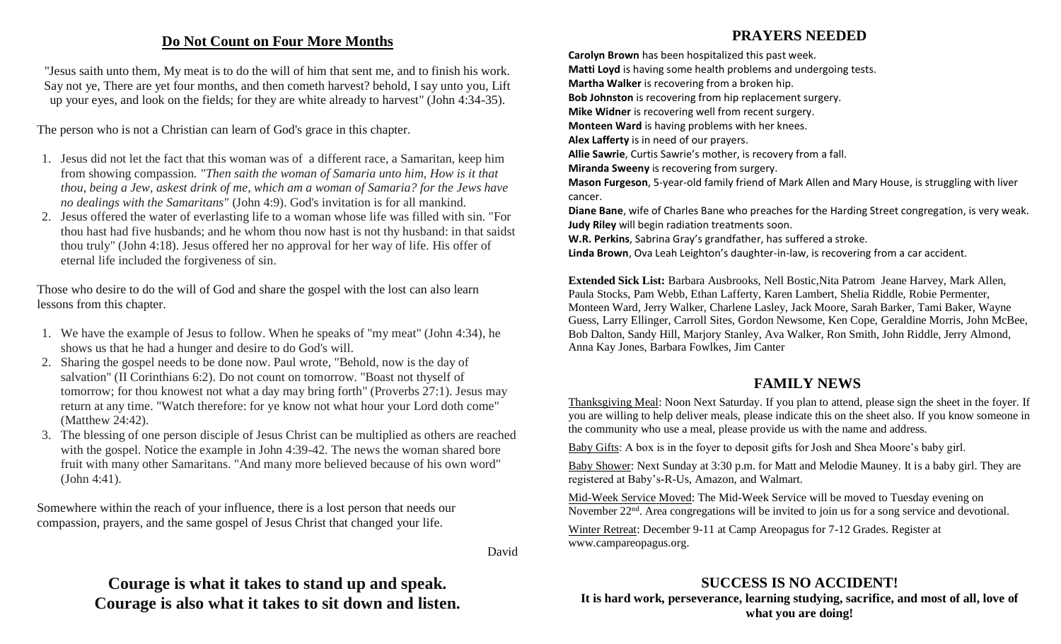## Do Not Count on Four More Months

"Jesus saith unto them, My meat is to do the will of him that sent me, and to finish his work. Say not ye, There are yet four months, and then cometh harvest? behold, I say unto you, Lift up your eyes, and look on the fields; for they are white already to harvest" (John 4:34-35).

The person who is not a Christian can learn of God's grace in this chapter.

1. Jesus did not let the fact that this woman was of a different race, a Samaritan, keep him from showing compassion. *"Then saith the woman of Samaria unto him, How is it that thou, being a Jew, askest drink of me, which am a woman of Samaria? for the Jews have no dealings with the Samaritans"* (John 4:9). God's invitation is for all mankind.
2. Jesus offered the water of everlasting life to a woman whose life was filled with sin. "For thou hast had five husbands; and he whom thou now hast is not thy husband: in that saidst thou truly" (John 4:18). Jesus offered her no approval for her way of life. His offer of eternal life included the forgiveness of sin.

Those who desire to do the will of God and share the gospel with the lost can also learn lessons from this chapter.

1. We have the example of Jesus to follow. When he speaks of "my meat" (John 4:34), he shows us that he had a hunger and desire to do God's will.
2. Sharing the gospel needs to be done now. Paul wrote, "Behold, now is the day of salvation" (II Corinthians 6:2). Do not count on tomorrow. "Boast not thyself of tomorrow; for thou knowest not what a day may bring forth" (Proverbs 27:1). Jesus may return at any time. "Watch therefore: for ye know not what hour your Lord doth come" (Matthew 24:42).
3. The blessing of one person disciple of Jesus Christ can be multiplied as others are reached with the gospel. Notice the example in John 4:39-42. The news the woman shared bore fruit with many other Samaritans. "And many more believed because of his own word" (John 4:41).

Somewhere within the reach of your influence, there is a lost person that needs our compassion, prayers, and the same gospel of Jesus Christ that changed your life.

David

**Courage is what it takes to stand up and speak.**
**Courage is also what it takes to sit down and listen.**

## PRAYERS NEEDED

**Carolyn Brown** has been hospitalized this past week.
**Matti Loyd** is having some health problems and undergoing tests.
**Martha Walker** is recovering from a broken hip.
**Bob Johnston** is recovering from hip replacement surgery.
**Mike Widner** is recovering well from recent surgery.
**Monteen Ward** is having problems with her knees.
**Alex Lafferty** is in need of our prayers.
**Allie Sawrie**, Curtis Sawrie's mother, is recovery from a fall.
**Miranda Sweeny** is recovering from surgery.
**Mason Furgeson**, 5-year-old family friend of Mark Allen and Mary House, is struggling with liver cancer.
**Diane Bane**, wife of Charles Bane who preaches for the Harding Street congregation, is very weak.
**Judy Riley** will begin radiation treatments soon.
**W.R. Perkins**, Sabrina Gray's grandfather, has suffered a stroke.
**Linda Brown**, Ova Leah Leighton's daughter-in-law, is recovering from a car accident.

**Extended Sick List:** Barbara Ausbrooks, Nell Bostic,Nita Patrom Jeane Harvey, Mark Allen, Paula Stocks, Pam Webb, Ethan Lafferty, Karen Lambert, Shelia Riddle, Robie Permenter, Monteen Ward, Jerry Walker, Charlene Lasley, Jack Moore, Sarah Barker, Tami Baker, Wayne Guess, Larry Ellinger, Carroll Sites, Gordon Newsome, Ken Cope, Geraldine Morris, John McBee, Bob Dalton, Sandy Hill, Marjory Stanley, Ava Walker, Ron Smith, John Riddle, Jerry Almond, Anna Kay Jones, Barbara Fowlkes, Jim Canter

## FAMILY NEWS

Thanksgiving Meal: Noon Next Saturday. If you plan to attend, please sign the sheet in the foyer. If you are willing to help deliver meals, please indicate this on the sheet also. If you know someone in the community who use a meal, please provide us with the name and address.

Baby Gifts: A box is in the foyer to deposit gifts for Josh and Shea Moore's baby girl.

Baby Shower: Next Sunday at 3:30 p.m. for Matt and Melodie Mauney. It is a baby girl. They are registered at Baby's-R-Us, Amazon, and Walmart.

Mid-Week Service Moved: The Mid-Week Service will be moved to Tuesday evening on November 22nd. Area congregations will be invited to join us for a song service and devotional.

Winter Retreat: December 9-11 at Camp Areopagus for 7-12 Grades. Register at www.campareopagus.org.

**SUCCESS IS NO ACCIDENT!**
**It is hard work, perseverance, learning studying, sacrifice, and most of all, love of what you are doing!**